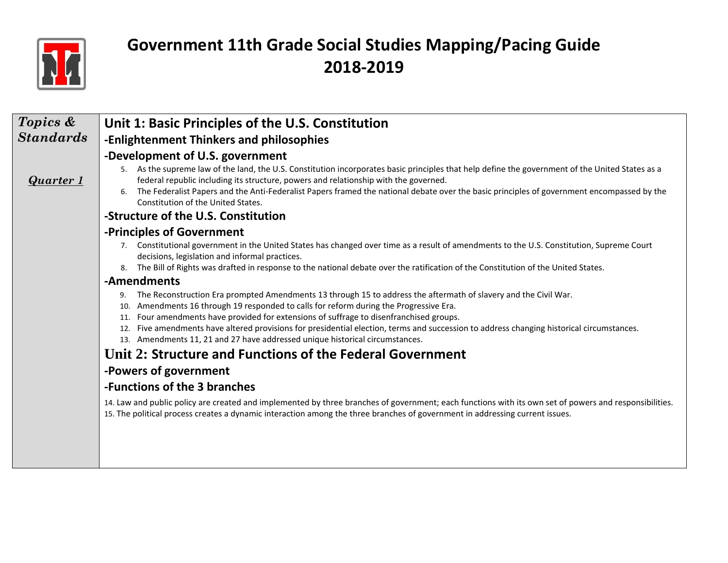# Government 11th Grade Social Studies Mapping/Pacing Guide 2018-2019

| *Topics & Standards* | Unit Content |
| --- | --- |
| ***Quarter 1*** | **Unit 1: Basic Principles of the U.S. Constitution**<br>**-Enlightenment Thinkers and philosophies**<br>**-Development of U.S. government**<br>5. As the supreme law of the land, the U.S. Constitution incorporates basic principles that help define the government of the United States as a federal republic including its structure, powers and relationship with the governed.<br>6. The Federalist Papers and the Anti-Federalist Papers framed the national debate over the basic principles of government encompassed by the Constitution of the United States.<br>**-Structure of the U.S. Constitution**<br>**-Principles of Government**<br>7. Constitutional government in the United States has changed over time as a result of amendments to the U.S. Constitution, Supreme Court decisions, legislation and informal practices.<br>8. The Bill of Rights was drafted in response to the national debate over the ratification of the Constitution of the United States.<br>**-Amendments**<br>9. The Reconstruction Era prompted Amendments 13 through 15 to address the aftermath of slavery and the Civil War.<br>10. Amendments 16 through 19 responded to calls for reform during the Progressive Era.<br>11. Four amendments have provided for extensions of suffrage to disenfranchised groups.<br>12. Five amendments have altered provisions for presidential election, terms and succession to address changing historical circumstances.<br>13. Amendments 11, 21 and 27 have addressed unique historical circumstances.<br>**Unit 2: Structure and Functions of the Federal Government**<br>**-Powers of government**<br>**-Functions of the 3 branches**<br>14. Law and public policy are created and implemented by three branches of government; each functions with its own set of powers and responsibilities.<br>15. The political process creates a dynamic interaction among the three branches of government in addressing current issues. |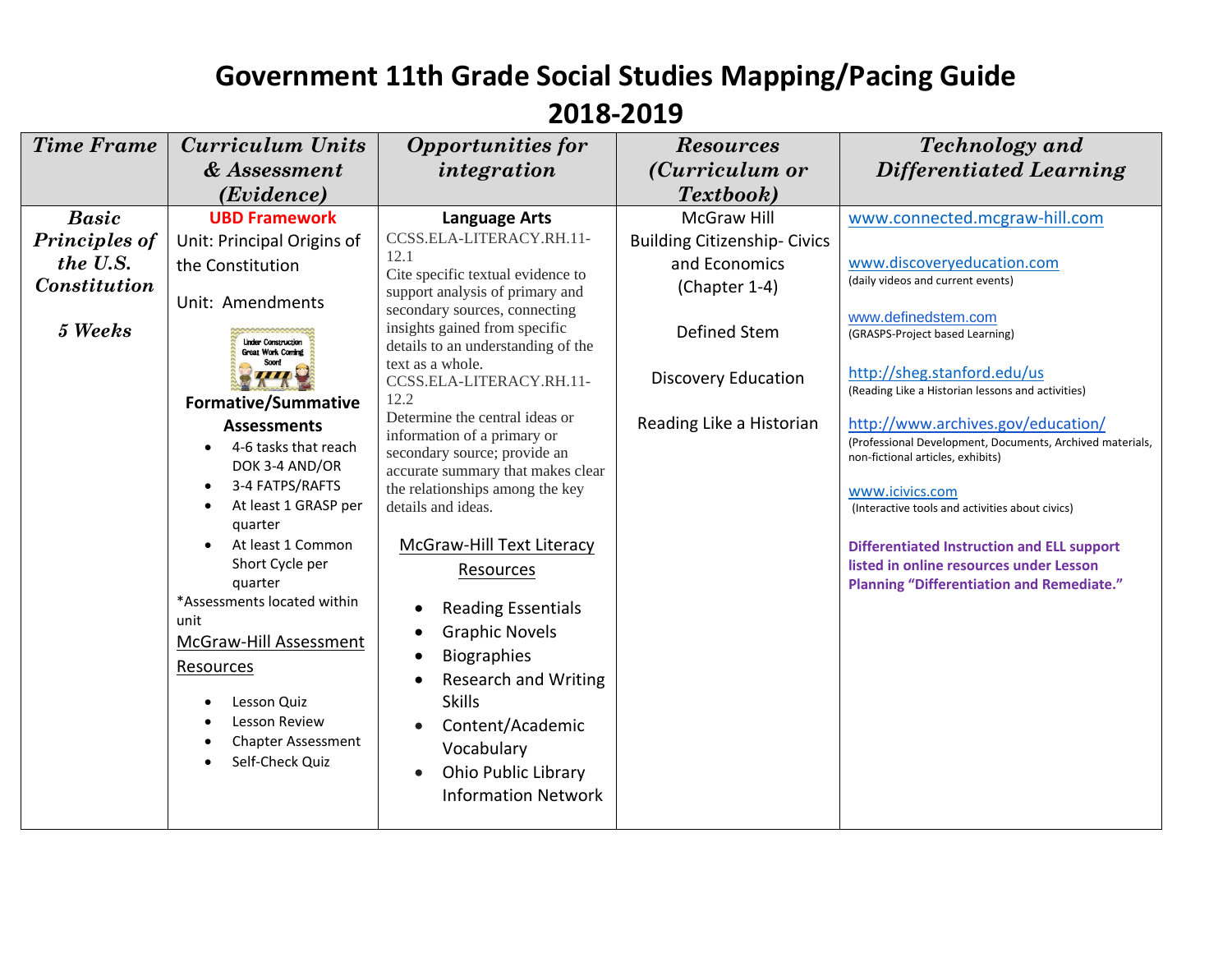# Government 11th Grade Social Studies Mapping/Pacing Guide 2018-2019

| *Time Frame* | *Curriculum Units & Assessment (Evidence)* | *Opportunities for integration* | *Resources (Curriculum or Textbook)* | *Technology and Differentiated Learning* |
|---|---|---|---|---|
| ***Basic Principles of the U.S. Constitution***<br><br>***5 Weeks*** | **UBD Framework**<br>Unit: Principal Origins of the Constitution<br>Unit: Amendments<br>Under Construction Great Work Coming Soon!<br>**Formative/Summative Assessments**<br>• 4-6 tasks that reach DOK 3-4 AND/OR<br>• 3-4 FATPS/RAFTS<br>• At least 1 GRASP per quarter<br>• At least 1 Common Short Cycle per quarter<br>*Assessments located within unit<br>McGraw-Hill Assessment Resources<br>• Lesson Quiz<br>• Lesson Review<br>• Chapter Assessment<br>• Self-Check Quiz | **Language Arts**<br>CCSS.ELA-LITERACY.RH.11-12.1<br>Cite specific textual evidence to support analysis of primary and secondary sources, connecting insights gained from specific details to an understanding of the text as a whole.<br>CCSS.ELA-LITERACY.RH.11-12.2<br>Determine the central ideas or information of a primary or secondary source; provide an accurate summary that makes clear the relationships among the key details and ideas.<br><br>McGraw-Hill Text Literacy Resources<br>• Reading Essentials<br>• Graphic Novels<br>• Biographies<br>• Research and Writing Skills<br>• Content/Academic Vocabulary<br>• Ohio Public Library Information Network | McGraw Hill Building Citizenship- Civics and Economics (Chapter 1-4)<br><br>Defined Stem<br><br>Discovery Education<br><br>Reading Like a Historian | www.connected.mcgraw-hill.com<br><br>www.discoveryeducation.com<br>(daily videos and current events)<br><br>www.definedstem.com<br>(GRASPS-Project based Learning)<br><br>http://sheg.stanford.edu/us<br>(Reading Like a Historian lessons and activities)<br><br>http://www.archives.gov/education/<br>(Professional Development, Documents, Archived materials, non-fictional articles, exhibits)<br><br>www.icivics.com<br>(Interactive tools and activities about civics)<br><br>**Differentiated Instruction and ELL support listed in online resources under Lesson Planning "Differentiation and Remediate."** |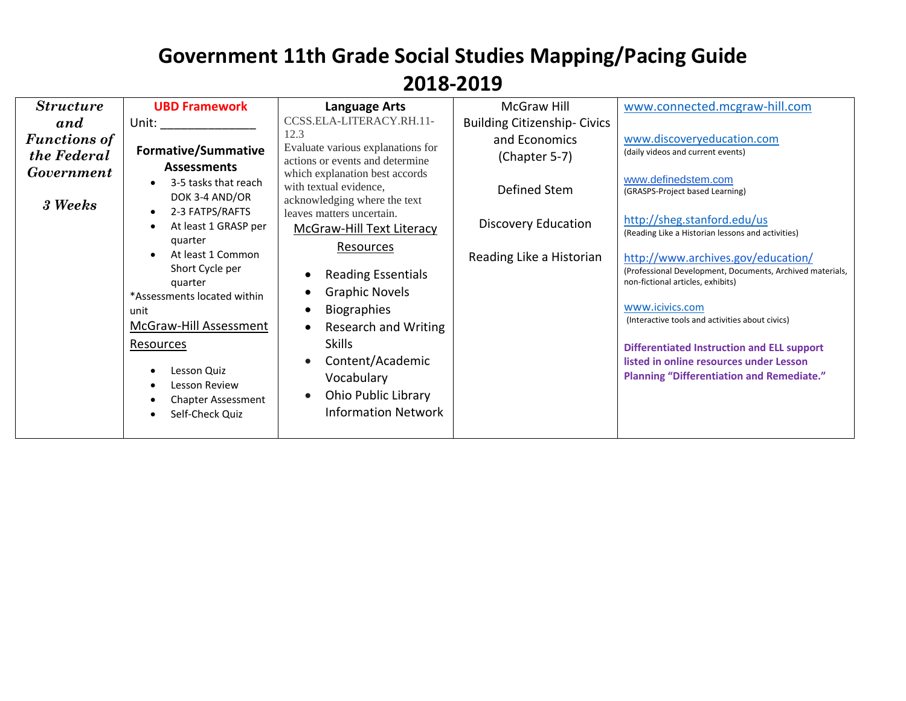# Government 11th Grade Social Studies Mapping/Pacing Guide 2018-2019

| | | | | |
|---|---|---|---|---|
| ***Structure and Functions of the Federal Government***<br><br>***3 Weeks*** | **UBD Framework**<br>Unit: ______________<br><br>**Formative/Summative Assessments**<br>• 3-5 tasks that reach DOK 3-4 AND/OR<br>• 2-3 FATPS/RAFTS<br>• At least 1 GRASP per quarter<br>• At least 1 Common Short Cycle per quarter<br>*Assessments located within unit<br>McGraw-Hill Assessment Resources<br>• Lesson Quiz<br>• Lesson Review<br>• Chapter Assessment<br>• Self-Check Quiz | **Language Arts**<br>CCSS.ELA-LITERACY.RH.11-12.3<br>Evaluate various explanations for actions or events and determine which explanation best accords with textual evidence, acknowledging where the text leaves matters uncertain.<br>McGraw-Hill Text Literacy Resources<br>• Reading Essentials<br>• Graphic Novels<br>• Biographies<br>• Research and Writing Skills<br>• Content/Academic Vocabulary<br>• Ohio Public Library Information Network | McGraw Hill Building Citizenship- Civics and Economics (Chapter 5-7)<br><br>Defined Stem<br><br>Discovery Education<br><br>Reading Like a Historian | www.connected.mcgraw-hill.com<br><br>www.discoveryeducation.com<br>(daily videos and current events)<br><br>www.definedstem.com<br>(GRASPS-Project based Learning)<br><br>http://sheg.stanford.edu/us<br>(Reading Like a Historian lessons and activities)<br><br>http://www.archives.gov/education/<br>(Professional Development, Documents, Archived materials, non-fictional articles, exhibits)<br><br>www.icivics.com<br>(Interactive tools and activities about civics)<br><br>**Differentiated Instruction and ELL support listed in online resources under Lesson Planning "Differentiation and Remediate."** |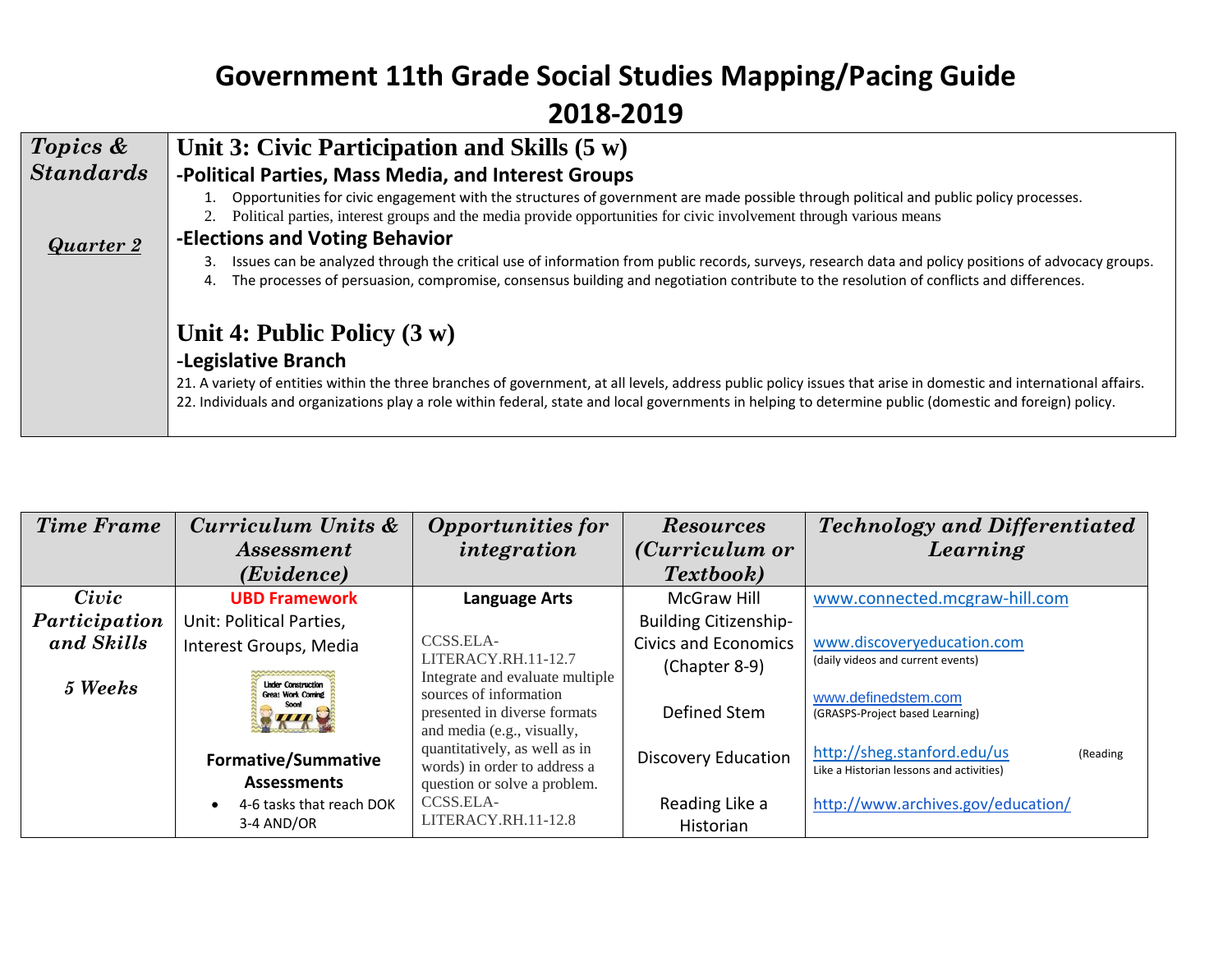# Government 11th Grade Social Studies Mapping/Pacing Guide
## 2018-2019

| *Topics & Standards* | **Unit 3: Civic Participation and Skills (5 w)** |
|---|---|
| *Quarter 2* | **-Political Parties, Mass Media, and Interest Groups**<br>1. Opportunities for civic engagement with the structures of government are made possible through political and public policy processes.<br>2. Political parties, interest groups and the media provide opportunities for civic involvement through various means<br>**-Elections and Voting Behavior**<br>3. Issues can be analyzed through the critical use of information from public records, surveys, research data and policy positions of advocacy groups.<br>4. The processes of persuasion, compromise, consensus building and negotiation contribute to the resolution of conflicts and differences.<br><br>**Unit 4: Public Policy (3 w)**<br>**-Legislative Branch**<br>21. A variety of entities within the three branches of government, at all levels, address public policy issues that arise in domestic and international affairs.<br>22. Individuals and organizations play a role within federal, state and local governments in helping to determine public (domestic and foreign) policy. |

| *Time Frame* | *Curriculum Units & Assessment (Evidence)* | *Opportunities for integration* | *Resources (Curriculum or Textbook)* | *Technology and Differentiated Learning* |
|---|---|---|---|---|
| *Civic Participation and Skills*<br><br>*5 Weeks* | **UBD Framework**<br>Unit: Political Parties, Interest Groups, Media<br><br>Under Construction Great Work Coming Soon!<br><br>**Formative/Summative Assessments**<br>• 4-6 tasks that reach DOK 3-4 AND/OR | **Language Arts**<br><br>CCSS.ELA-LITERACY.RH.11-12.7 Integrate and evaluate multiple sources of information presented in diverse formats and media (e.g., visually, quantitatively, as well as in words) in order to address a question or solve a problem.<br>CCSS.ELA-LITERACY.RH.11-12.8 | McGraw Hill Building Citizenship-Civics and Economics (Chapter 8-9)<br><br>Defined Stem<br><br>Discovery Education<br><br>Reading Like a Historian | www.connected.mcgraw-hill.com<br><br>www.discoveryeducation.com<br>(daily videos and current events)<br><br>www.definedstem.com<br>(GRASPS-Project based Learning)<br><br>http://sheg.stanford.edu/us (Reading Like a Historian lessons and activities)<br><br>http://www.archives.gov/education/ |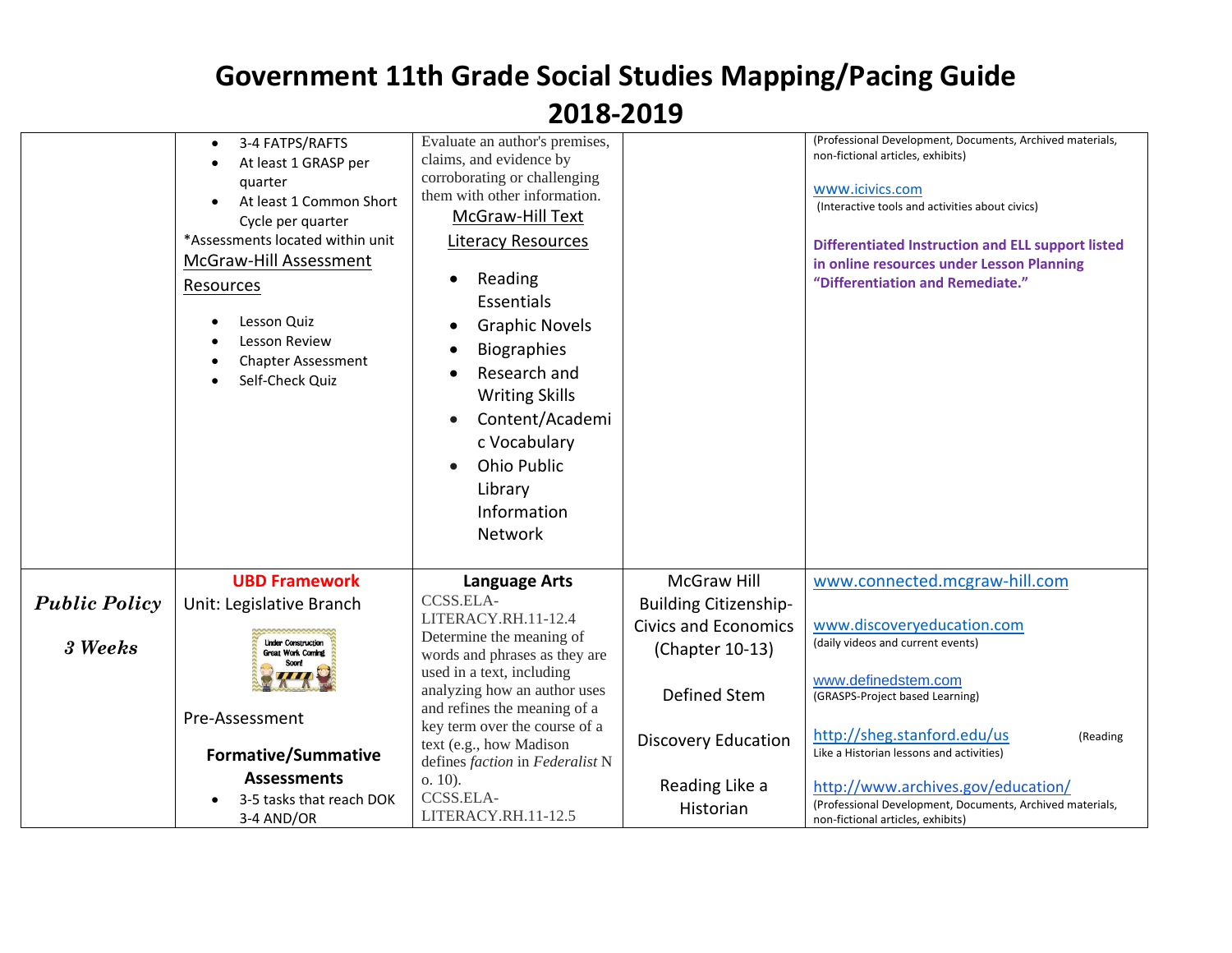# Government 11th Grade Social Studies Mapping/Pacing Guide

# 2018-2019

| | | | | |
|---|---|---|---|---|
| | • 3-4 FATPS/RAFTS<br>• At least 1 GRASP per quarter<br>• At least 1 Common Short Cycle per quarter<br>*Assessments located within unit<br>McGraw-Hill Assessment Resources<br>• Lesson Quiz<br>• Lesson Review<br>• Chapter Assessment<br>• Self-Check Quiz | Evaluate an author's premises, claims, and evidence by corroborating or challenging them with other information.<br>McGraw-Hill Text Literacy Resources<br>• Reading Essentials<br>• Graphic Novels<br>• Biographies<br>• Research and Writing Skills<br>• Content/Academic Vocabulary<br>• Ohio Public Library Information Network | | (Professional Development, Documents, Archived materials, non-fictional articles, exhibits)<br>www.icivics.com<br>(Interactive tools and activities about civics)<br>**Differentiated Instruction and ELL support listed in online resources under Lesson Planning "Differentiation and Remediate."** |
| ***Public Policy***<br>***3 Weeks*** | **UBD Framework**<br>Unit: Legislative Branch<br>Under Construction Great Work Coming Soon!<br>Pre-Assessment<br>**Formative/Summative Assessments**<br>• 3-5 tasks that reach DOK 3-4 AND/OR | **Language Arts**<br>CCSS.ELA-LITERACY.RH.11-12.4<br>Determine the meaning of words and phrases as they are used in a text, including analyzing how an author uses and refines the meaning of a key term over the course of a text (e.g., how Madison defines *faction* in *Federalist* No. 10).<br>CCSS.ELA-LITERACY.RH.11-12.5 | McGraw Hill Building Citizenship-Civics and Economics (Chapter 10-13)<br>Defined Stem<br>Discovery Education<br>Reading Like a Historian | www.connected.mcgraw-hill.com<br>www.discoveryeducation.com<br>(daily videos and current events)<br>www.definedstem.com<br>(GRASPS-Project based Learning)<br>http://sheg.stanford.edu/us (Reading Like a Historian lessons and activities)<br>http://www.archives.gov/education/<br>(Professional Development, Documents, Archived materials, non-fictional articles, exhibits) |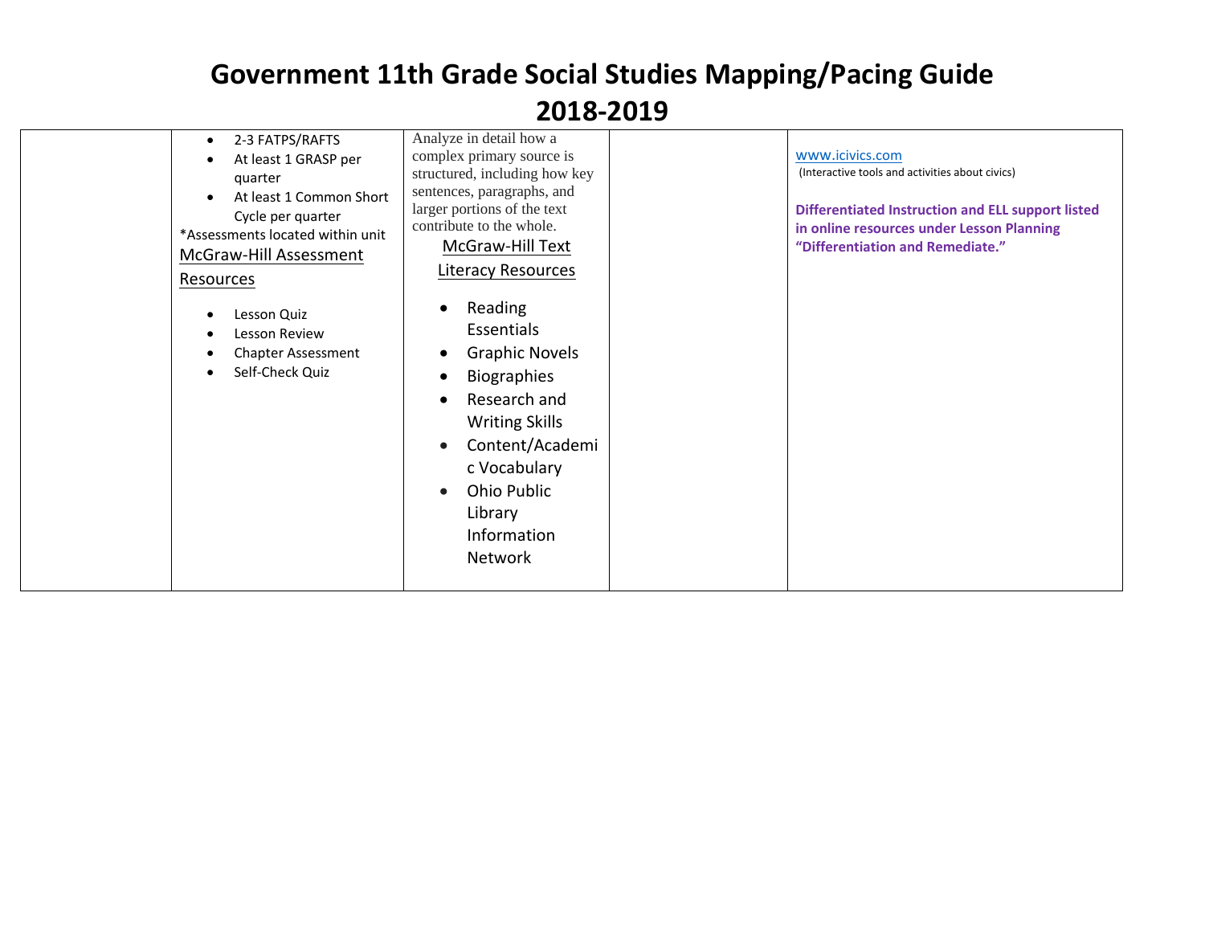# Government 11th Grade Social Studies Mapping/Pacing Guide

## 2018-2019

| | | | | |
|---|---|---|---|---|
| | <ul><li>2-3 FATPS/RAFTS</li><li>At least 1 GRASP per quarter</li><li>At least 1 Common Short Cycle per quarter</li></ul>*Assessments located within unit<br>McGraw-Hill Assessment Resources<ul><li>Lesson Quiz</li><li>Lesson Review</li><li>Chapter Assessment</li><li>Self-Check Quiz</li></ul> | Analyze in detail how a complex primary source is structured, including how key sentences, paragraphs, and larger portions of the text contribute to the whole.<br>McGraw-Hill Text Literacy Resources<ul><li>Reading Essentials</li><li>Graphic Novels</li><li>Biographies</li><li>Research and Writing Skills</li><li>Content/Academic Vocabulary</li><li>Ohio Public Library Information Network</li></ul> | | www.icivics.com<br>(Interactive tools and activities about civics)<br><br>**Differentiated Instruction and ELL support listed in online resources under Lesson Planning "Differentiation and Remediate."** |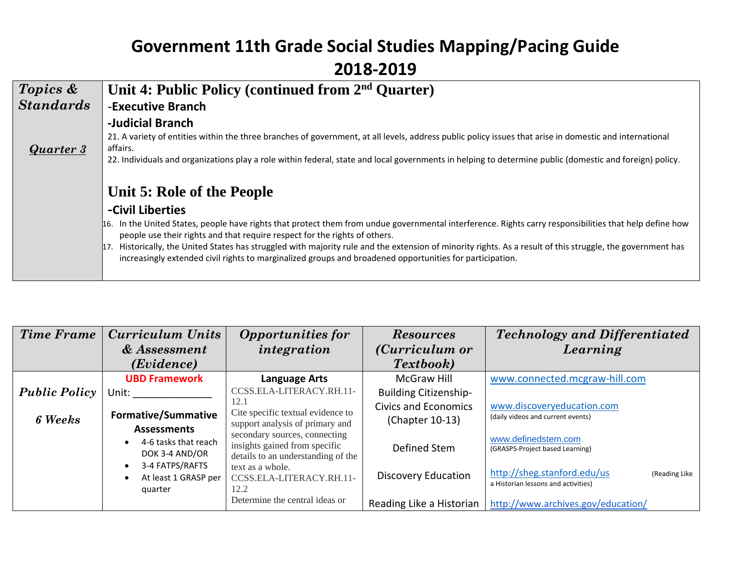# Government 11th Grade Social Studies Mapping/Pacing Guide 2018-2019

| *Topics & Standards* <br><br> *Quarter 3* | **Unit 4: Public Policy (continued from 2nd Quarter)** <br> -**Executive Branch** <br> -**Judicial Branch** <br> 21. A variety of entities within the three branches of government, at all levels, address public policy issues that arise in domestic and international affairs. <br> 22. Individuals and organizations play a role within federal, state and local governments in helping to determine public (domestic and foreign) policy. <br><br> **Unit 5: Role of the People** <br> -**Civil Liberties** <br> 16. In the United States, people have rights that protect them from undue governmental interference. Rights carry responsibilities that help define how people use their rights and that require respect for the rights of others. <br> 17. Historically, the United States has struggled with majority rule and the extension of minority rights. As a result of this struggle, the government has increasingly extended civil rights to marginalized groups and broadened opportunities for participation. |
|---|---|

| *Time Frame* | *Curriculum Units & Assessment (Evidence)* | *Opportunities for integration* | *Resources (Curriculum or Textbook)* | *Technology and Differentiated Learning* |
|---|---|---|---|---|
| ***Public Policy*** <br><br> ***6 Weeks*** | **UBD Framework** <br> Unit: ______________ <br><br> **Formative/Summative Assessments** <br> • 4-6 tasks that reach DOK 3-4 AND/OR <br> • 3-4 FATPS/RAFTS <br> • At least 1 GRASP per quarter | **Language Arts** <br> CCSS.ELA-LITERACY.RH.11-12.1 <br> Cite specific textual evidence to support analysis of primary and secondary sources, connecting insights gained from specific details to an understanding of the text as a whole. <br> CCSS.ELA-LITERACY.RH.11-12.2 <br> Determine the central ideas or | McGraw Hill Building Citizenship-Civics and Economics (Chapter 10-13) <br><br> Defined Stem <br><br> Discovery Education <br><br> Reading Like a Historian | www.connected.mcgraw-hill.com <br><br> www.discoveryeducation.com <br> (daily videos and current events) <br><br> www.definedstem.com <br> (GRASPS-Project based Learning) <br><br> http://sheg.stanford.edu/us (Reading Like a Historian lessons and activities) <br><br> http://www.archives.gov/education/ |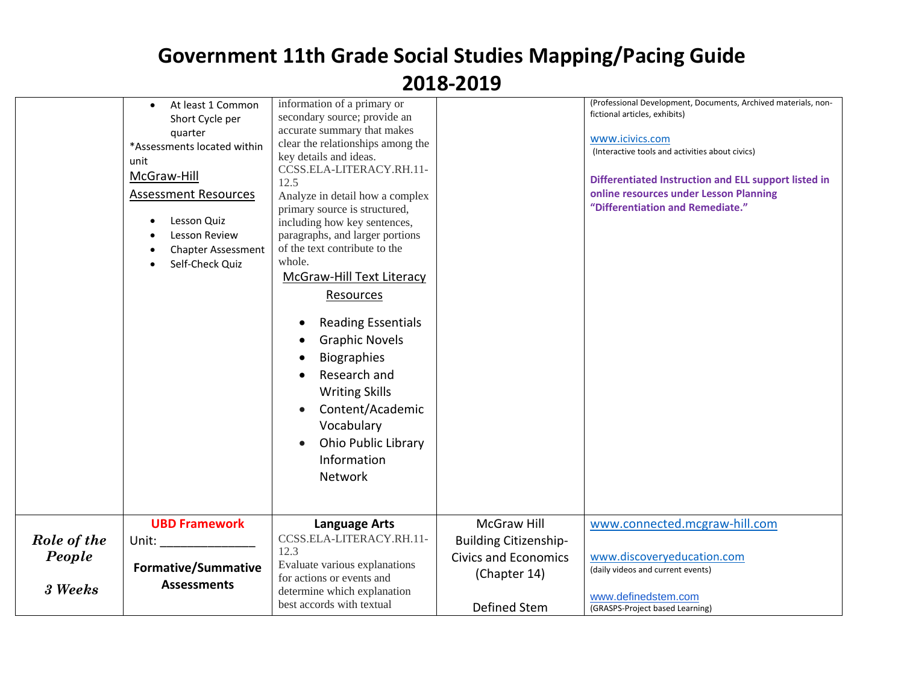# Government 11th Grade Social Studies Mapping/Pacing Guide 2018-2019

| | | | | |
|---|---|---|---|---|
| | • At least 1 Common Short Cycle per quarter<br>*Assessments located within unit<br>McGraw-Hill Assessment Resources<br>• Lesson Quiz<br>• Lesson Review<br>• Chapter Assessment<br>• Self-Check Quiz | information of a primary or secondary source; provide an accurate summary that makes clear the relationships among the key details and ideas.<br>CCSS.ELA-LITERACY.RH.11-12.5<br>Analyze in detail how a complex primary source is structured, including how key sentences, paragraphs, and larger portions of the text contribute to the whole.<br>McGraw-Hill Text Literacy Resources<br>• Reading Essentials<br>• Graphic Novels<br>• Biographies<br>• Research and Writing Skills<br>• Content/Academic Vocabulary<br>• Ohio Public Library Information Network | | (Professional Development, Documents, Archived materials, non-fictional articles, exhibits)<br>www.icivics.com<br>(Interactive tools and activities about civics)<br>**Differentiated Instruction and ELL support listed in online resources under Lesson Planning "Differentiation and Remediate."** |
| ***Role of the People***<br>***3 Weeks*** | **UBD Framework**<br>Unit: ______________<br>**Formative/Summative Assessments** | **Language Arts**<br>CCSS.ELA-LITERACY.RH.11-12.3<br>Evaluate various explanations for actions or events and determine which explanation best accords with textual | McGraw Hill Building Citizenship-Civics and Economics (Chapter 14)<br>Defined Stem | www.connected.mcgraw-hill.com<br>www.discoveryeducation.com<br>(daily videos and current events)<br>www.definedstem.com<br>(GRASPS-Project based Learning) |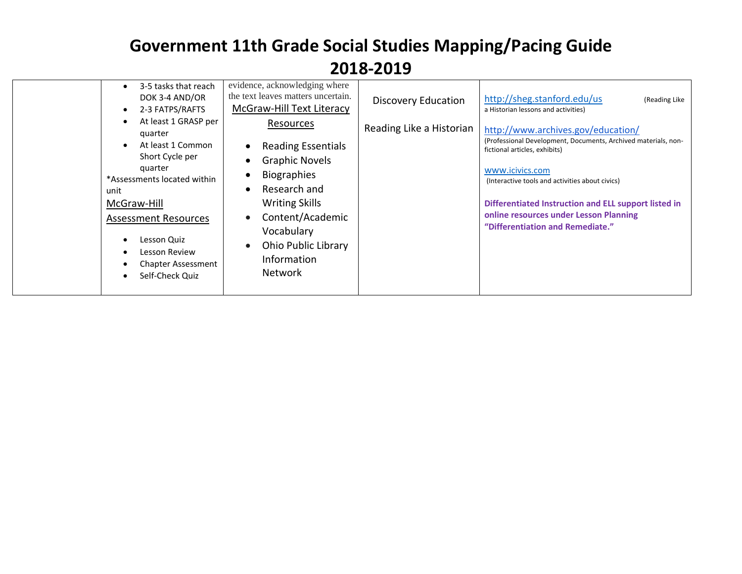# Government 11th Grade Social Studies Mapping/Pacing Guide 2018-2019

| | | | | |
|---|---|---|---|---|
| | • 3-5 tasks that reach DOK 3-4 AND/OR<br>• 2-3 FATPS/RAFTS<br>• At least 1 GRASP per quarter<br>• At least 1 Common Short Cycle per quarter<br>*Assessments located within unit<br>McGraw-Hill Assessment Resources<br>• Lesson Quiz<br>• Lesson Review<br>• Chapter Assessment<br>• Self-Check Quiz | evidence, acknowledging where the text leaves matters uncertain.<br>McGraw-Hill Text Literacy Resources<br>• Reading Essentials<br>• Graphic Novels<br>• Biographies<br>• Research and Writing Skills<br>• Content/Academic Vocabulary<br>• Ohio Public Library Information Network | Discovery Education<br><br>Reading Like a Historian | http://sheg.stanford.edu/us (Reading Like a Historian lessons and activities)<br><br>http://www.archives.gov/education/ (Professional Development, Documents, Archived materials, non-fictional articles, exhibits)<br><br>www.icivics.com (Interactive tools and activities about civics)<br><br>**Differentiated Instruction and ELL support listed in online resources under Lesson Planning "Differentiation and Remediate."** |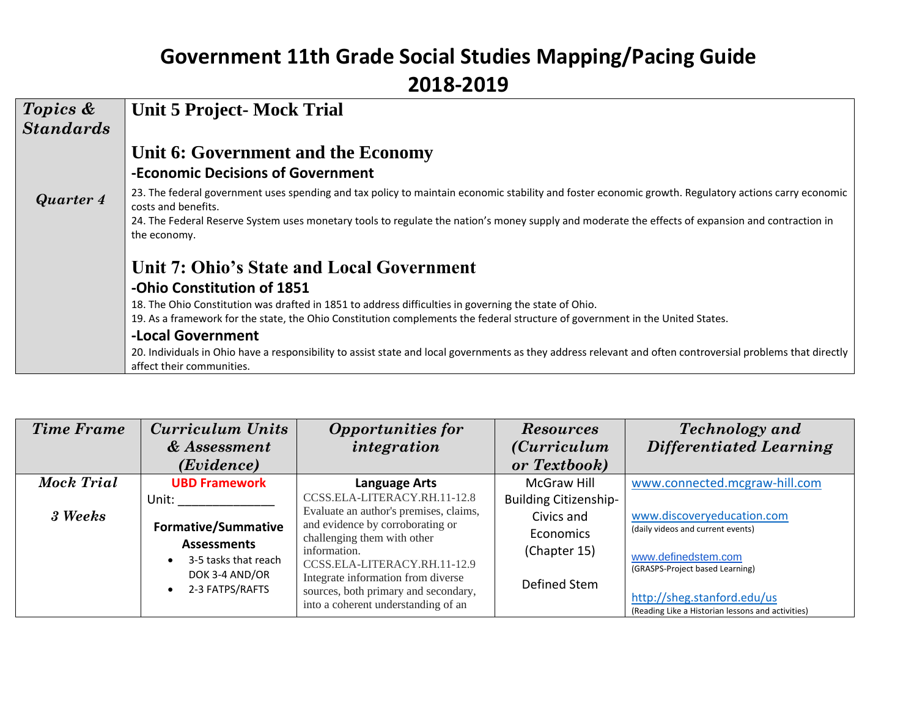# Government 11th Grade Social Studies Mapping/Pacing Guide 2018-2019

| *Topics & Standards* | **Unit 5 Project- Mock Trial** |
|---|---|
| *Quarter 4* | **Unit 6: Government and the Economy**<br>**-Economic Decisions of Government**<br>23. The federal government uses spending and tax policy to maintain economic stability and foster economic growth. Regulatory actions carry economic costs and benefits.<br>24. The Federal Reserve System uses monetary tools to regulate the nation's money supply and moderate the effects of expansion and contraction in the economy.<br><br>**Unit 7: Ohio's State and Local Government**<br>**-Ohio Constitution of 1851**<br>18. The Ohio Constitution was drafted in 1851 to address difficulties in governing the state of Ohio.<br>19. As a framework for the state, the Ohio Constitution complements the federal structure of government in the United States.<br>**-Local Government**<br>20. Individuals in Ohio have a responsibility to assist state and local governments as they address relevant and often controversial problems that directly affect their communities. |

| *Time Frame* | *Curriculum Units & Assessment (Evidence)* | *Opportunities for integration* | *Resources (Curriculum or Textbook)* | *Technology and Differentiated Learning* |
|---|---|---|---|---|
| ***Mock Trial***<br><br>***3 Weeks*** | **UBD Framework**<br>Unit: _______________<br><br>**Formative/Summative Assessments**<br>• 3-5 tasks that reach DOK 3-4 AND/OR<br>• 2-3 FATPS/RAFTS | **Language Arts**<br>CCSS.ELA-LITERACY.RH.11-12.8 Evaluate an author's premises, claims, and evidence by corroborating or challenging them with other information.<br>CCSS.ELA-LITERACY.RH.11-12.9 Integrate information from diverse sources, both primary and secondary, into a coherent understanding of an | McGraw Hill Building Citizenship-Civics and Economics (Chapter 15)<br><br>Defined Stem | www.connected.mcgraw-hill.com<br><br>www.discoveryeducation.com<br>(daily videos and current events)<br><br>www.definedstem.com<br>(GRASPS-Project based Learning)<br><br>http://sheg.stanford.edu/us<br>(Reading Like a Historian lessons and activities) |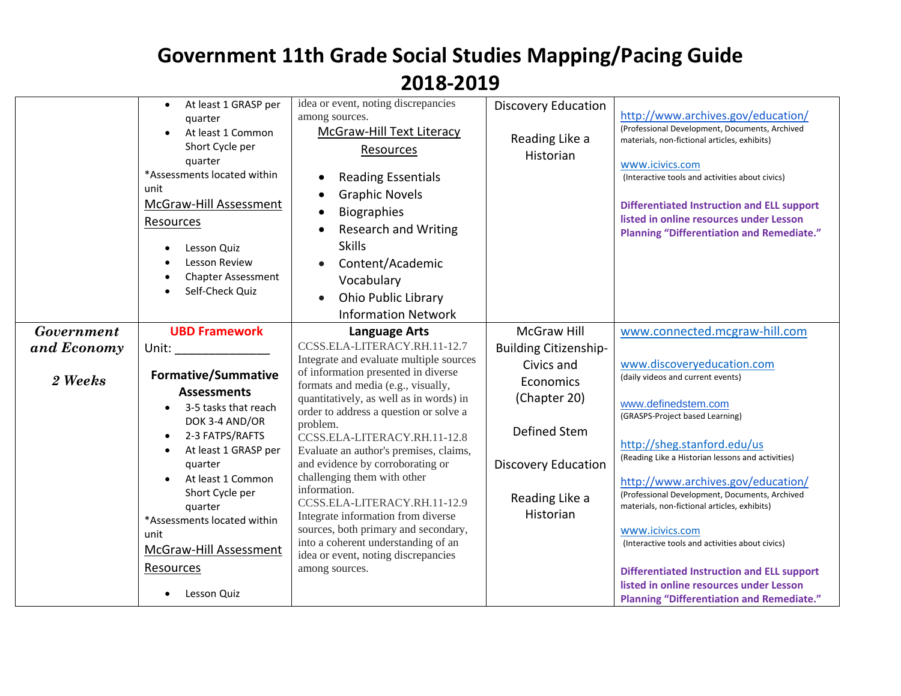# Government 11th Grade Social Studies Mapping/Pacing Guide 2018-2019

| | | | | |
|---|---|---|---|---|
| | • At least 1 GRASP per quarter<br>• At least 1 Common Short Cycle per quarter<br>*Assessments located within unit<br>McGraw-Hill Assessment Resources<br>• Lesson Quiz<br>• Lesson Review<br>• Chapter Assessment<br>• Self-Check Quiz | idea or event, noting discrepancies among sources.<br>McGraw-Hill Text Literacy Resources<br>• Reading Essentials<br>• Graphic Novels<br>• Biographies<br>• Research and Writing Skills<br>• Content/Academic Vocabulary<br>• Ohio Public Library Information Network | Discovery Education<br><br>Reading Like a Historian | http://www.archives.gov/education/<br>(Professional Development, Documents, Archived materials, non-fictional articles, exhibits)<br><br>www.icivics.com<br>(Interactive tools and activities about civics)<br><br>**Differentiated Instruction and ELL support listed in online resources under Lesson Planning "Differentiation and Remediate."** |
| ***Government and Economy***<br><br>***2 Weeks*** | **UBD Framework**<br>Unit: ______________<br><br>**Formative/Summative Assessments**<br>• 3-5 tasks that reach DOK 3-4 AND/OR<br>• 2-3 FATPS/RAFTS<br>• At least 1 GRASP per quarter<br>• At least 1 Common Short Cycle per quarter<br>*Assessments located within unit<br>McGraw-Hill Assessment Resources<br>• Lesson Quiz | **Language Arts**<br>CCSS.ELA-LITERACY.RH.11-12.7 Integrate and evaluate multiple sources of information presented in diverse formats and media (e.g., visually, quantitatively, as well as in words) in order to address a question or solve a problem.<br>CCSS.ELA-LITERACY.RH.11-12.8 Evaluate an author's premises, claims, and evidence by corroborating or challenging them with other information.<br>CCSS.ELA-LITERACY.RH.11-12.9 Integrate information from diverse sources, both primary and secondary, into a coherent understanding of an idea or event, noting discrepancies among sources. | McGraw Hill Building Citizenship-Civics and Economics (Chapter 20)<br><br>Defined Stem<br><br>Discovery Education<br><br>Reading Like a Historian | www.connected.mcgraw-hill.com<br><br>www.discoveryeducation.com<br>(daily videos and current events)<br><br>www.definedstem.com<br>(GRASPS-Project based Learning)<br><br>http://sheg.stanford.edu/us<br>(Reading Like a Historian lessons and activities)<br><br>http://www.archives.gov/education/<br>(Professional Development, Documents, Archived materials, non-fictional articles, exhibits)<br><br>www.icivics.com<br>(Interactive tools and activities about civics)<br><br>**Differentiated Instruction and ELL support listed in online resources under Lesson Planning "Differentiation and Remediate."** |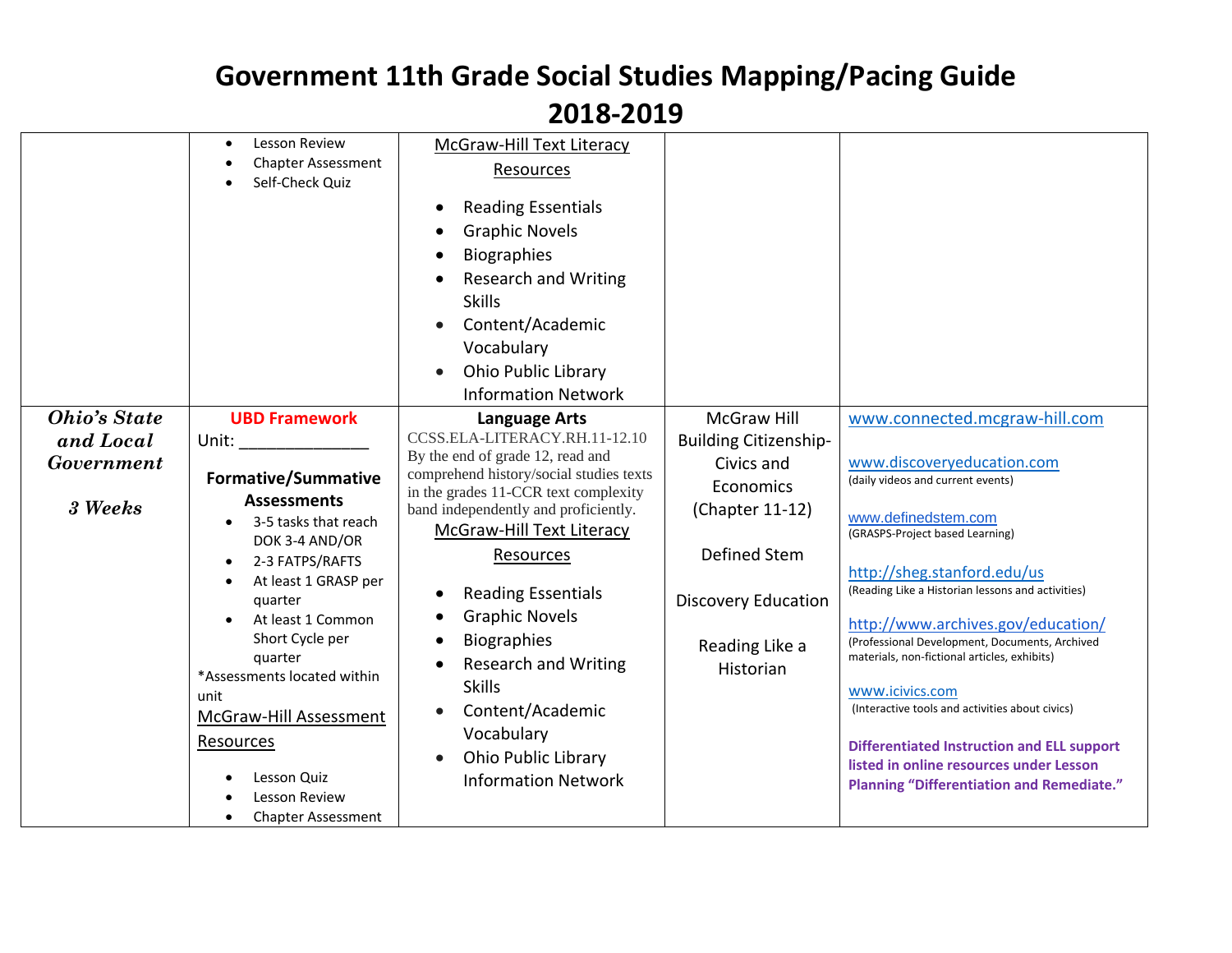# Government 11th Grade Social Studies Mapping/Pacing Guide 2018-2019

| | | | | |
|---|---|---|---|---|
| | • Lesson Review<br>• Chapter Assessment<br>• Self-Check Quiz | McGraw-Hill Text Literacy Resources<br>• Reading Essentials<br>• Graphic Novels<br>• Biographies<br>• Research and Writing Skills<br>• Content/Academic Vocabulary<br>• Ohio Public Library Information Network | | |
| ***Ohio's State and Local Government***<br><br>***3 Weeks*** | **UBD Framework**<br>Unit: _____________<br><br>**Formative/Summative Assessments**<br>• 3-5 tasks that reach DOK 3-4 AND/OR<br>• 2-3 FATPS/RAFTS<br>• At least 1 GRASP per quarter<br>• At least 1 Common Short Cycle per quarter<br>*Assessments located within unit<br>McGraw-Hill Assessment Resources<br>• Lesson Quiz<br>• Lesson Review<br>• Chapter Assessment | **Language Arts**<br>CCSS.ELA-LITERACY.RH.11-12.10 By the end of grade 12, read and comprehend history/social studies texts in the grades 11-CCR text complexity band independently and proficiently.<br>McGraw-Hill Text Literacy Resources<br>• Reading Essentials<br>• Graphic Novels<br>• Biographies<br>• Research and Writing Skills<br>• Content/Academic Vocabulary<br>• Ohio Public Library Information Network | McGraw Hill Building Citizenship-Civics and Economics (Chapter 11-12)<br><br>Defined Stem<br><br>Discovery Education<br><br>Reading Like a Historian | www.connected.mcgraw-hill.com<br><br>www.discoveryeducation.com<br>(daily videos and current events)<br><br>www.definedstem.com<br>(GRASPS-Project based Learning)<br><br>http://sheg.stanford.edu/us<br>(Reading Like a Historian lessons and activities)<br><br>http://www.archives.gov/education/<br>(Professional Development, Documents, Archived materials, non-fictional articles, exhibits)<br><br>www.icivics.com<br>(Interactive tools and activities about civics)<br><br>**Differentiated Instruction and ELL support listed in online resources under Lesson Planning "Differentiation and Remediate."** |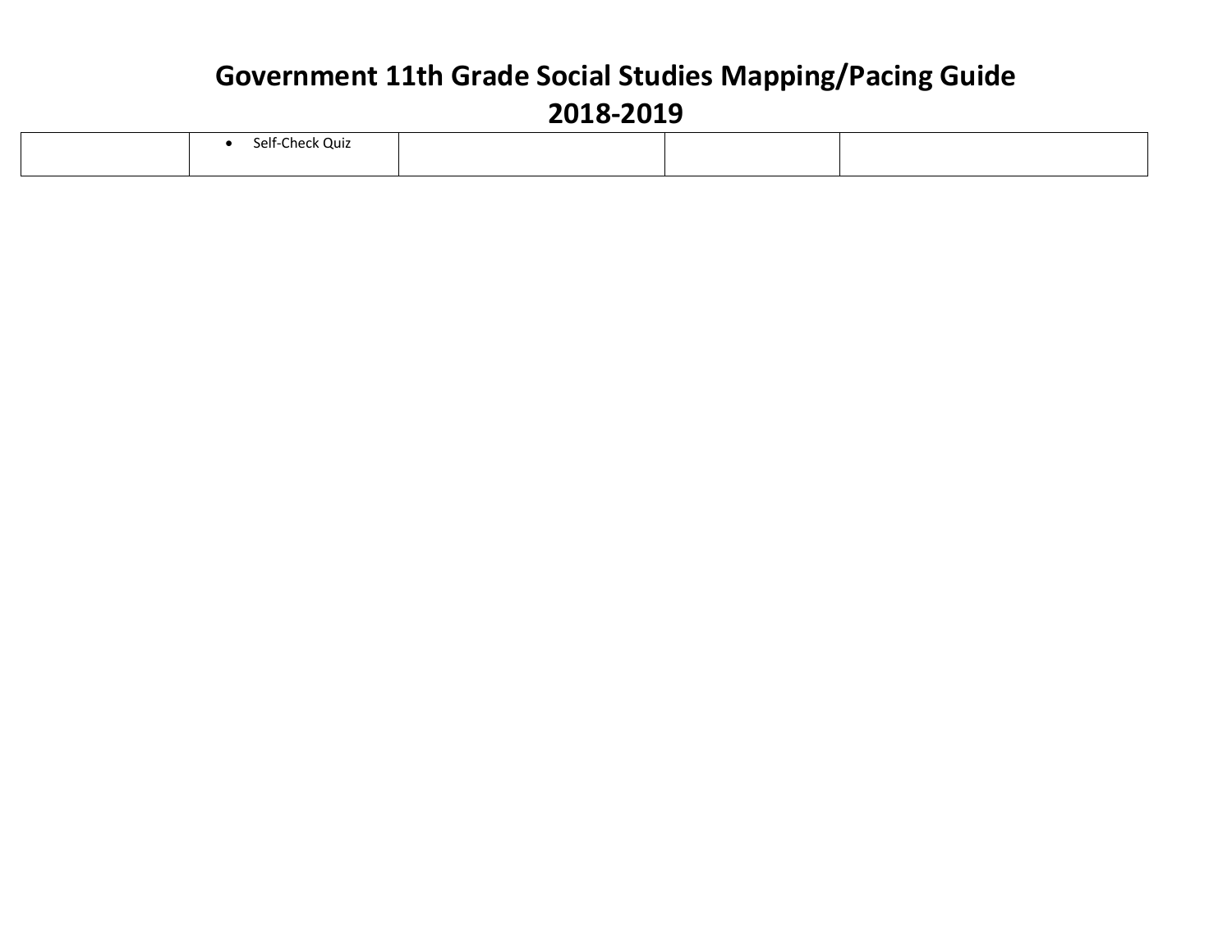# Government 11th Grade Social Studies Mapping/Pacing Guide
# 2018-2019

| | | | | |
|---|---|---|---|---|
| | • Self-Check Quiz | | | |